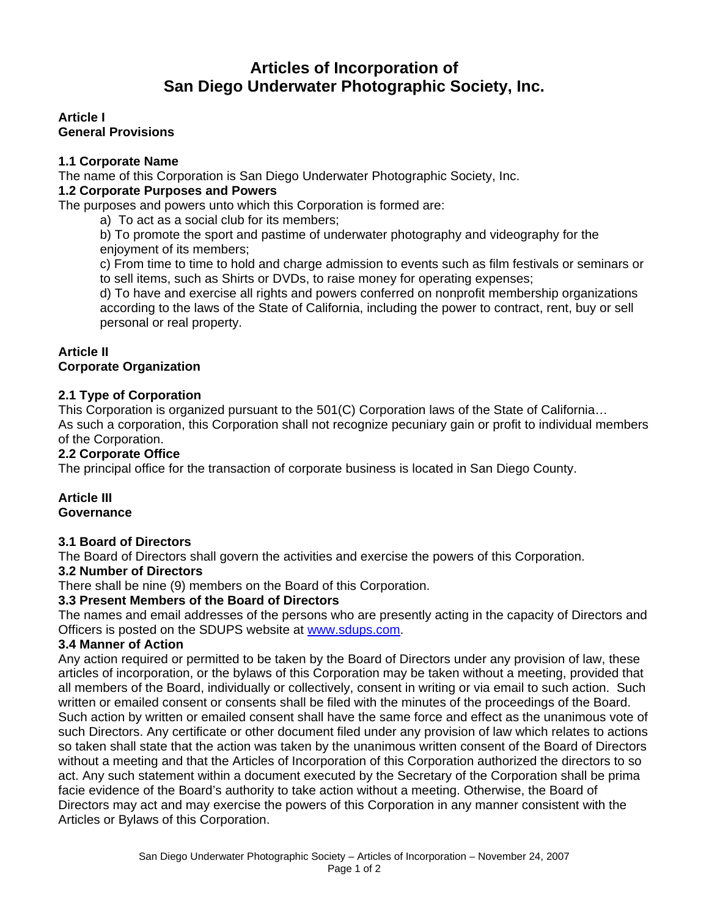# Articles of Incorporation of San Diego Underwater Photographic Society, Inc.

## Article I
## General Provisions

### 1.1 Corporate Name

The name of this Corporation is San Diego Underwater Photographic Society, Inc.

### 1.2 Corporate Purposes and Powers

The purposes and powers unto which this Corporation is formed are:

a) To act as a social club for its members;

b) To promote the sport and pastime of underwater photography and videography for the enjoyment of its members;

c) From time to time to hold and charge admission to events such as film festivals or seminars or to sell items, such as Shirts or DVDs, to raise money for operating expenses;

d) To have and exercise all rights and powers conferred on nonprofit membership organizations according to the laws of the State of California, including the power to contract, rent, buy or sell personal or real property.

## Article II
## Corporate Organization

### 2.1 Type of Corporation

This Corporation is organized pursuant to the 501(C) Corporation laws of the State of California… As such a corporation, this Corporation shall not recognize pecuniary gain or profit to individual members of the Corporation.

### 2.2 Corporate Office

The principal office for the transaction of corporate business is located in San Diego County.

## Article III
## Governance

### 3.1 Board of Directors

The Board of Directors shall govern the activities and exercise the powers of this Corporation.

### 3.2 Number of Directors

There shall be nine (9) members on the Board of this Corporation.

### 3.3 Present Members of the Board of Directors

The names and email addresses of the persons who are presently acting in the capacity of Directors and Officers is posted on the SDUPS website at www.sdups.com.

### 3.4 Manner of Action

Any action required or permitted to be taken by the Board of Directors under any provision of law, these articles of incorporation, or the bylaws of this Corporation may be taken without a meeting, provided that all members of the Board, individually or collectively, consent in writing or via email to such action. Such written or emailed consent or consents shall be filed with the minutes of the proceedings of the Board. Such action by written or emailed consent shall have the same force and effect as the unanimous vote of such Directors. Any certificate or other document filed under any provision of law which relates to actions so taken shall state that the action was taken by the unanimous written consent of the Board of Directors without a meeting and that the Articles of Incorporation of this Corporation authorized the directors to so act. Any such statement within a document executed by the Secretary of the Corporation shall be prima facie evidence of the Board's authority to take action without a meeting. Otherwise, the Board of Directors may act and may exercise the powers of this Corporation in any manner consistent with the Articles or Bylaws of this Corporation.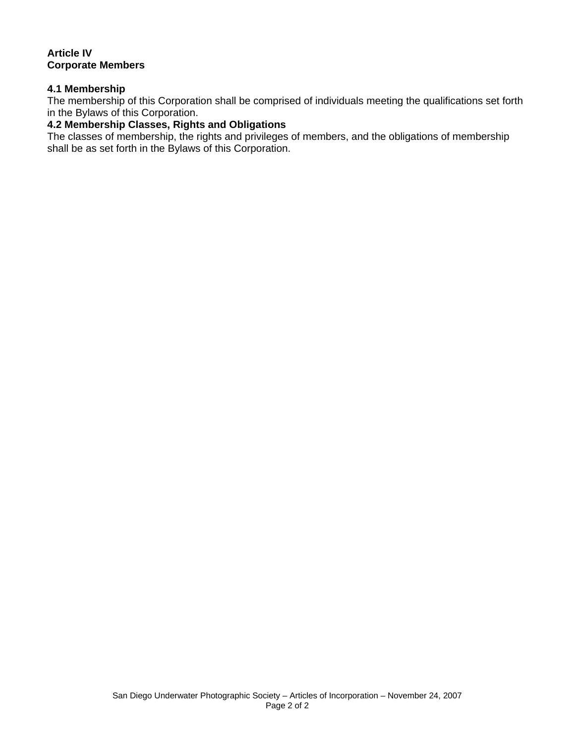## Article IV
## Corporate Members

### 4.1 Membership
The membership of this Corporation shall be comprised of individuals meeting the qualifications set forth in the Bylaws of this Corporation.

### 4.2 Membership Classes, Rights and Obligations
The classes of membership, the rights and privileges of members, and the obligations of membership shall be as set forth in the Bylaws of this Corporation.